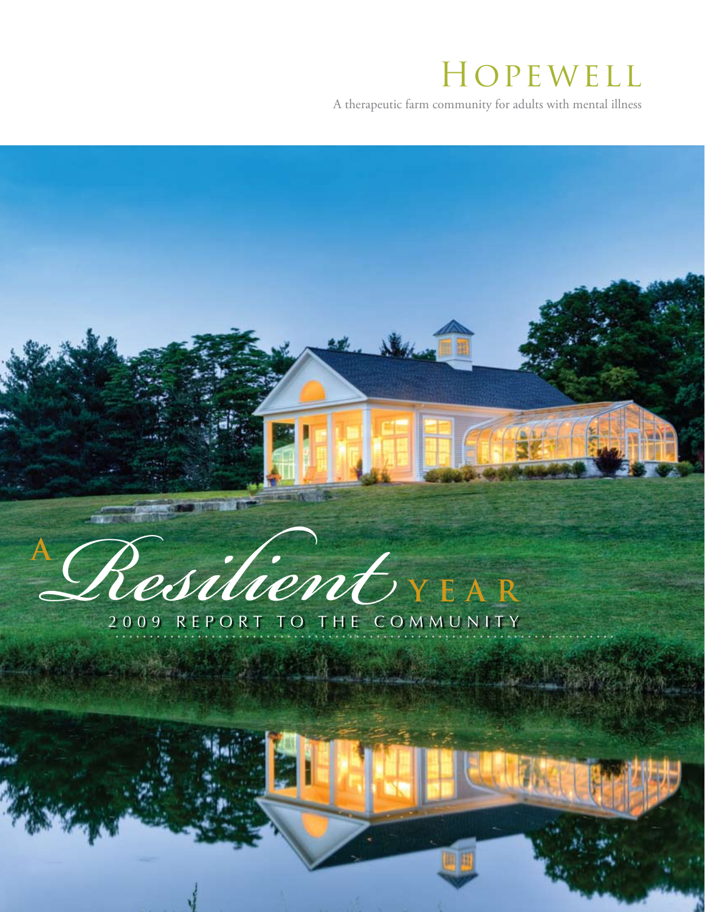# Hopewell

A therapeutic farm community for adults with mental illness

## A *Resilient* Year

2009 REPORT TO THE COMMUNITY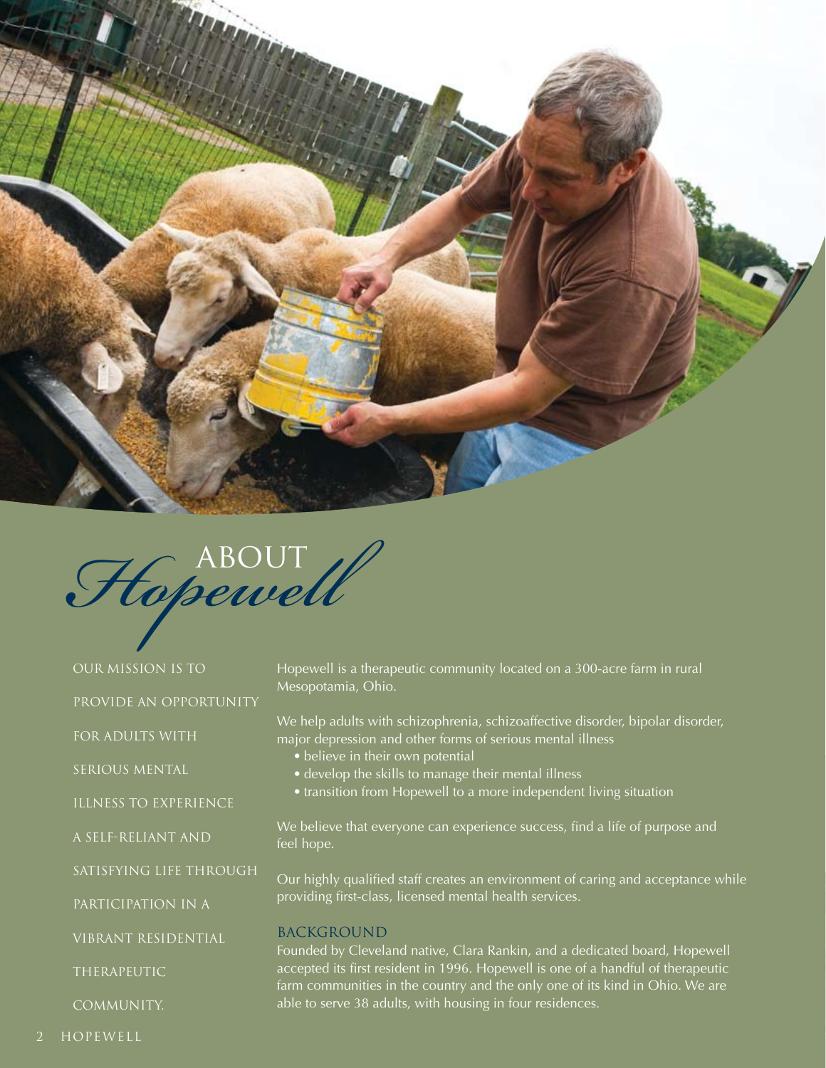# ABOUT *Hopewell*

OUR MISSION IS TO PROVIDE AN OPPORTUNITY FOR ADULTS WITH SERIOUS MENTAL ILLNESS TO EXPERIENCE A SELF-RELIANT AND SATISFYING LIFE THROUGH PARTICIPATION IN A VIBRANT RESIDENTIAL THERAPEUTIC COMMUNITY.

Hopewell is a therapeutic community located on a 300-acre farm in rural Mesopotamia, Ohio.

We help adults with schizophrenia, schizoaffective disorder, bipolar disorder, major depression and other forms of serious mental illness

- believe in their own potential
- develop the skills to manage their mental illness
- transition from Hopewell to a more independent living situation

We believe that everyone can experience success, find a life of purpose and feel hope.

Our highly qualified staff creates an environment of caring and acceptance while providing first-class, licensed mental health services.

## BACKGROUND

Founded by Cleveland native, Clara Rankin, and a dedicated board, Hopewell accepted its first resident in 1996. Hopewell is one of a handful of therapeutic farm communities in the country and the only one of its kind in Ohio. We are able to serve 38 adults, with housing in four residences.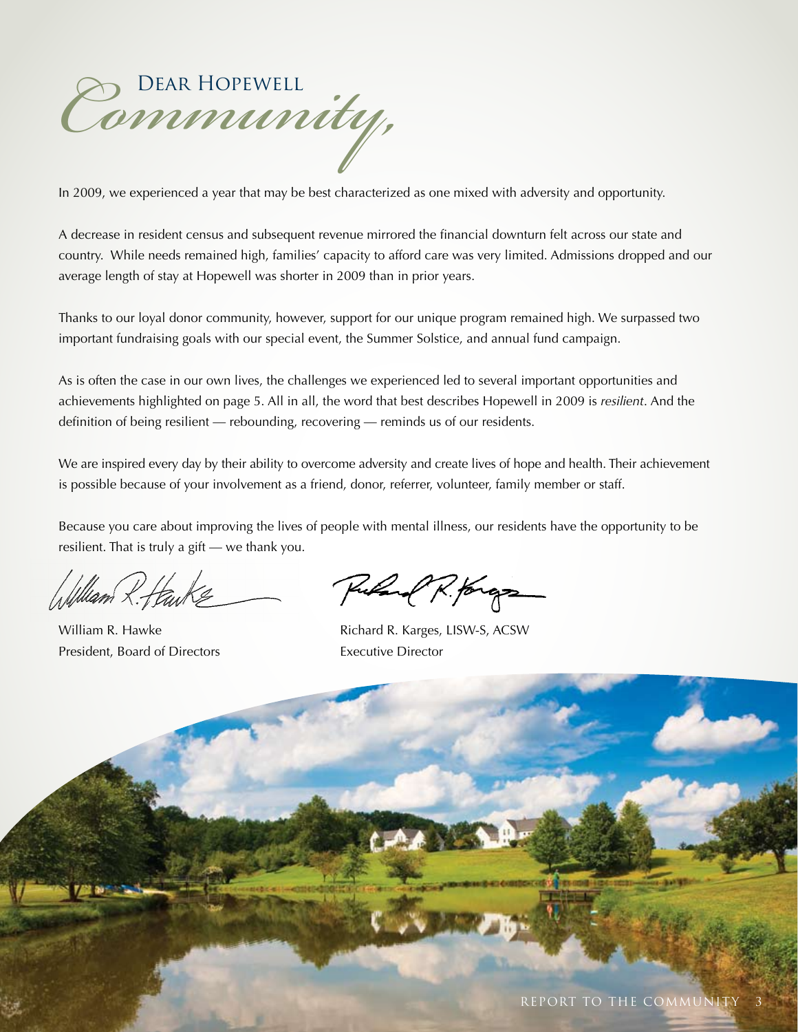# Dear Hopewell *Community*,

In 2009, we experienced a year that may be best characterized as one mixed with adversity and opportunity.

A decrease in resident census and subsequent revenue mirrored the financial downturn felt across our state and country. While needs remained high, families' capacity to afford care was very limited. Admissions dropped and our average length of stay at Hopewell was shorter in 2009 than in prior years.

Thanks to our loyal donor community, however, support for our unique program remained high. We surpassed two important fundraising goals with our special event, the Summer Solstice, and annual fund campaign.

As is often the case in our own lives, the challenges we experienced led to several important opportunities and achievements highlighted on page 5. All in all, the word that best describes Hopewell in 2009 is *resilient*. And the definition of being resilient — rebounding, recovering — reminds us of our residents.

We are inspired every day by their ability to overcome adversity and create lives of hope and health. Their achievement is possible because of your involvement as a friend, donor, referrer, volunteer, family member or staff.

Because you care about improving the lives of people with mental illness, our residents have the opportunity to be resilient. That is truly a gift — we thank you.

William R. Hawke
President, Board of Directors

Richard R. Karges, LISW-S, ACSW
Executive Director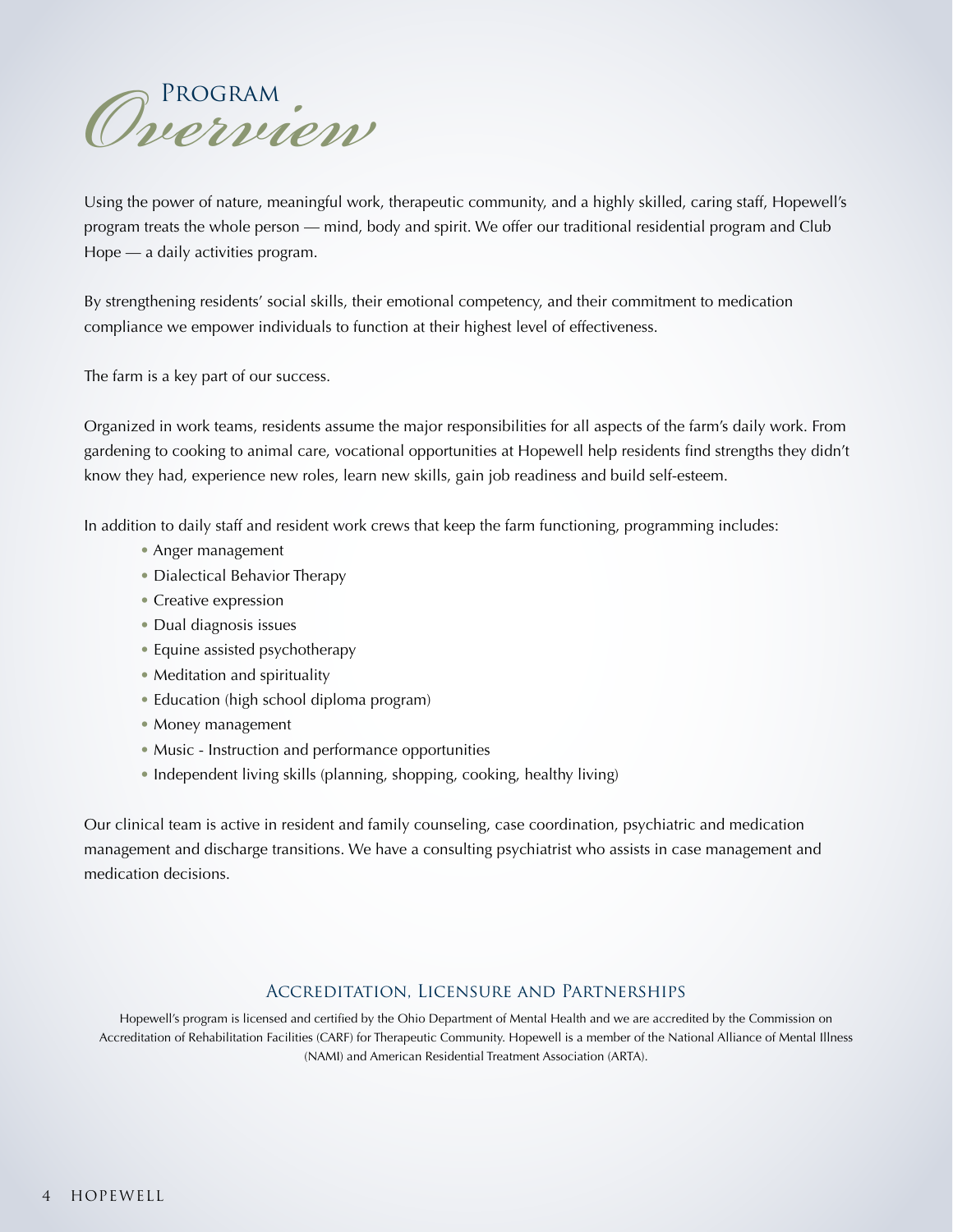# Program Overview

Using the power of nature, meaningful work, therapeutic community, and a highly skilled, caring staff, Hopewell's program treats the whole person — mind, body and spirit. We offer our traditional residential program and Club Hope — a daily activities program.

By strengthening residents' social skills, their emotional competency, and their commitment to medication compliance we empower individuals to function at their highest level of effectiveness.

The farm is a key part of our success.

Organized in work teams, residents assume the major responsibilities for all aspects of the farm's daily work. From gardening to cooking to animal care, vocational opportunities at Hopewell help residents find strengths they didn't know they had, experience new roles, learn new skills, gain job readiness and build self-esteem.

In addition to daily staff and resident work crews that keep the farm functioning, programming includes:

- Anger management
- Dialectical Behavior Therapy
- Creative expression
- Dual diagnosis issues
- Equine assisted psychotherapy
- Meditation and spirituality
- Education (high school diploma program)
- Money management
- Music - Instruction and performance opportunities
- Independent living skills (planning, shopping, cooking, healthy living)

Our clinical team is active in resident and family counseling, case coordination, psychiatric and medication management and discharge transitions. We have a consulting psychiatrist who assists in case management and medication decisions.

## Accreditation, Licensure and Partnerships

Hopewell's program is licensed and certified by the Ohio Department of Mental Health and we are accredited by the Commission on Accreditation of Rehabilitation Facilities (CARF) for Therapeutic Community. Hopewell is a member of the National Alliance of Mental Illness (NAMI) and American Residential Treatment Association (ARTA).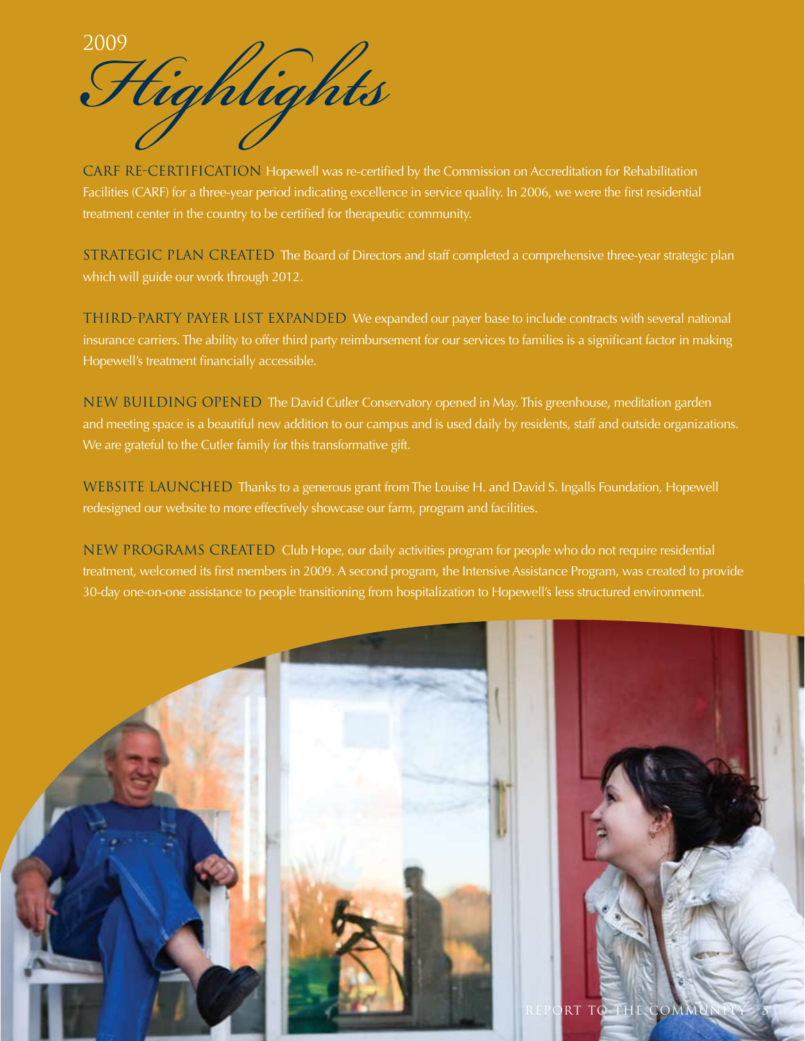# 2009 *Highlights*

**CARF RE-CERTIFICATION** Hopewell was re-certified by the Commission on Accreditation for Rehabilitation Facilities (CARF) for a three-year period indicating excellence in service quality. In 2006, we were the first residential treatment center in the country to be certified for therapeutic community.

**STRATEGIC PLAN CREATED** The Board of Directors and staff completed a comprehensive three-year strategic plan which will guide our work through 2012.

**THIRD-PARTY PAYER LIST EXPANDED** We expanded our payer base to include contracts with several national insurance carriers. The ability to offer third party reimbursement for our services to families is a significant factor in making Hopewell's treatment financially accessible.

**NEW BUILDING OPENED** The David Cutler Conservatory opened in May. This greenhouse, meditation garden and meeting space is a beautiful new addition to our campus and is used daily by residents, staff and outside organizations. We are grateful to the Cutler family for this transformative gift.

**WEBSITE LAUNCHED** Thanks to a generous grant from The Louise H. and David S. Ingalls Foundation, Hopewell redesigned our website to more effectively showcase our farm, program and facilities.

**NEW PROGRAMS CREATED** Club Hope, our daily activities program for people who do not require residential treatment, welcomed its first members in 2009. A second program, the Intensive Assistance Program, was created to provide 30-day one-on-one assistance to people transitioning from hospitalization to Hopewell's less structured environment.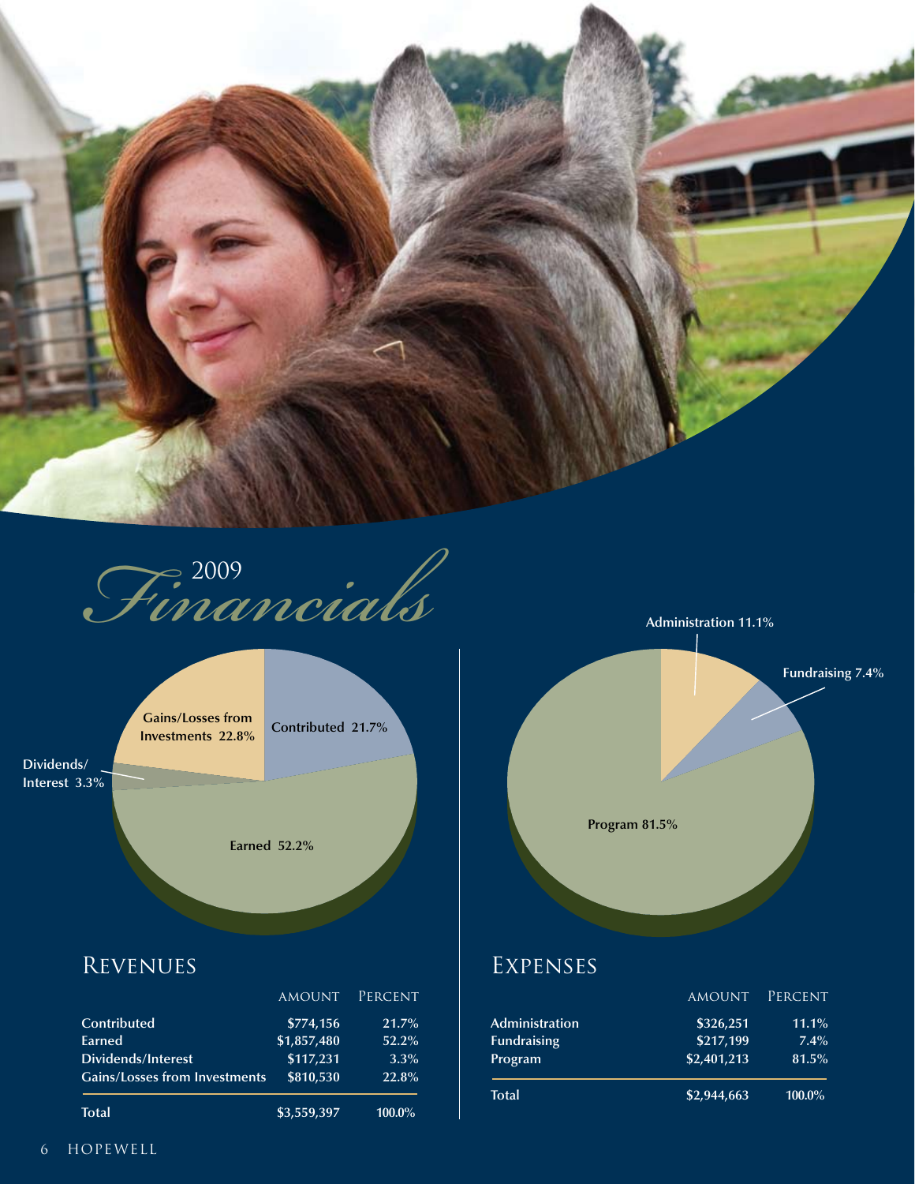# 2009 Financials

## Revenues

| | Amount | Percent |
|---|---|---|
| Contributed | $774,156 | 21.7% |
| Earned | $1,857,480 | 52.2% |
| Dividends/Interest | $117,231 | 3.3% |
| Gains/Losses from Investments | $810,530 | 22.8% |
| **Total** | **$3,559,397** | **100.0%** |

## Expenses

| | Amount | Percent |
|---|---|---|
| Administration | $326,251 | 11.1% |
| Fundraising | $217,199 | 7.4% |
| Program | $2,401,213 | 81.5% |
| **Total** | **$2,944,663** | **100.0%** |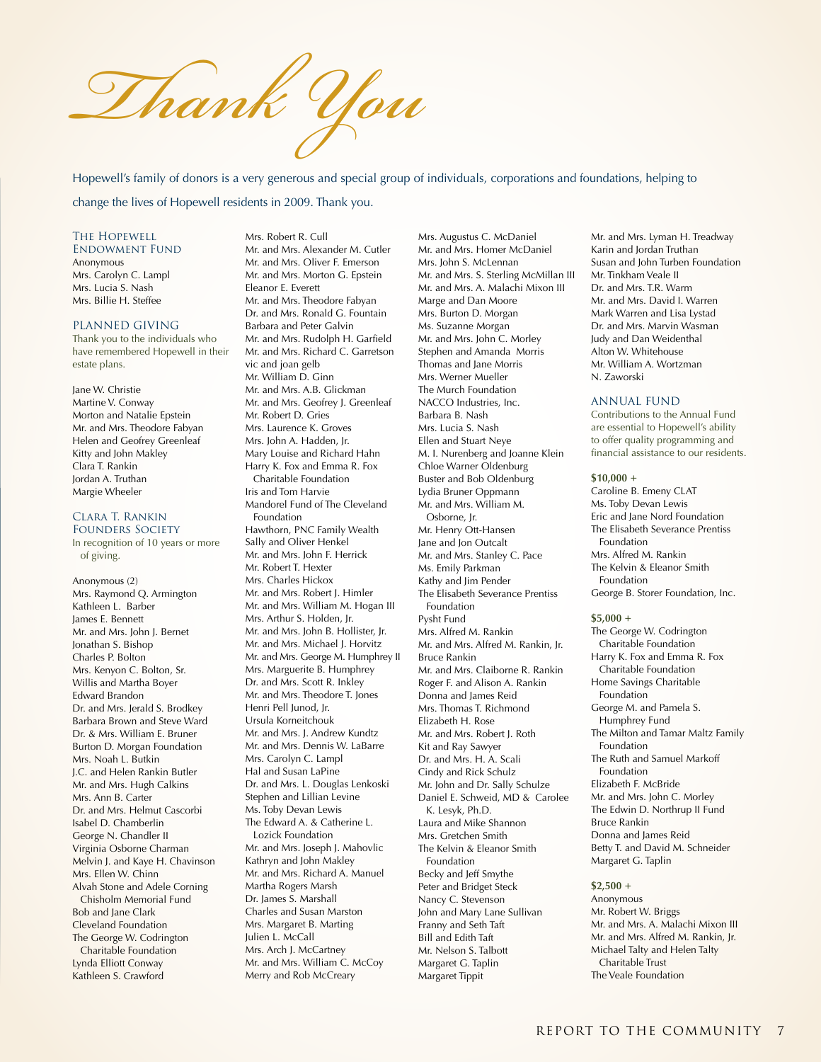# Thank You

Hopewell's family of donors is a very generous and special group of individuals, corporations and foundations, helping to change the lives of Hopewell residents in 2009. Thank you.

## The Hopewell Endowment Fund

Anonymous
Mrs. Carolyn C. Lampl
Mrs. Lucia S. Nash
Mrs. Billie H. Steffee

## Planned Giving

Thank you to the individuals who have remembered Hopewell in their estate plans.

Jane W. Christie
Martine V. Conway
Morton and Natalie Epstein
Mr. and Mrs. Theodore Fabyan
Helen and Geofrey Greenleaf
Kitty and John Makley
Clara T. Rankin
Jordan A. Truthan
Margie Wheeler

## Clara T. Rankin Founders Society

In recognition of 10 years or more of giving.

Anonymous (2)
Mrs. Raymond Q. Armington
Kathleen L. Barber
James E. Bennett
Mr. and Mrs. John J. Bernet
Jonathan S. Bishop
Charles P. Bolton
Mrs. Kenyon C. Bolton, Sr.
Willis and Martha Boyer
Edward Brandon
Dr. and Mrs. Jerald S. Brodkey
Barbara Brown and Steve Ward
Dr. & Mrs. William E. Bruner
Burton D. Morgan Foundation
Mrs. Noah L. Butkin
J.C. and Helen Rankin Butler
Mr. and Mrs. Hugh Calkins
Mrs. Ann B. Carter
Dr. and Mrs. Helmut Cascorbi
Isabel D. Chamberlin
George N. Chandler II
Virginia Osborne Charman
Melvin J. and Kaye H. Chavinson
Mrs. Ellen W. Chinn
Alvah Stone and Adele Corning Chisholm Memorial Fund
Bob and Jane Clark
Cleveland Foundation
The George W. Codrington Charitable Foundation
Lynda Elliott Conway
Kathleen S. Crawford
Mrs. Robert R. Cull
Mr. and Mrs. Alexander M. Cutler
Mr. and Mrs. Oliver F. Emerson
Mr. and Mrs. Morton G. Epstein
Eleanor E. Everett
Mr. and Mrs. Theodore Fabyan
Dr. and Mrs. Ronald G. Fountain
Barbara and Peter Galvin
Mr. and Mrs. Rudolph H. Garfield
Mr. and Mrs. Richard C. Garretson
vic and joan gelb
Mr. William D. Ginn
Mr. and Mrs. A.B. Glickman
Mr. and Mrs. Geofrey J. Greenleaf
Mr. Robert D. Gries
Mrs. Laurence K. Groves
Mrs. John A. Hadden, Jr.
Mary Louise and Richard Hahn
Harry K. Fox and Emma R. Fox Charitable Foundation
Iris and Tom Harvie
Mandorel Fund of The Cleveland Foundation
Hawthorn, PNC Family Wealth
Sally and Oliver Henkel
Mr. and Mrs. John F. Herrick
Mr. Robert T. Hexter
Mrs. Charles Hickox
Mr. and Mrs. Robert J. Himler
Mr. and Mrs. William M. Hogan III
Mrs. Arthur S. Holden, Jr.
Mr. and Mrs. John B. Hollister, Jr.
Mr. and Mrs. Michael J. Horvitz
Mr. and Mrs. George M. Humphrey II
Mrs. Marguerite B. Humphrey
Dr. and Mrs. Scott R. Inkley
Mr. and Mrs. Theodore T. Jones
Henri Pell Junod, Jr.
Ursula Korneitchouk
Mr. and Mrs. J. Andrew Kundtz
Mr. and Mrs. Dennis W. LaBarre
Mrs. Carolyn C. Lampl
Hal and Susan LaPine
Dr. and Mrs. L. Douglas Lenkoski
Stephen and Lillian Levine
Ms. Toby Devan Lewis
The Edward A. & Catherine L. Lozick Foundation
Mr. and Mrs. Joseph J. Mahovlic
Kathryn and John Makley
Mr. and Mrs. Richard A. Manuel
Martha Rogers Marsh
Dr. James S. Marshall
Charles and Susan Marston
Mrs. Margaret B. Marting
Julien L. McCall
Mrs. Arch J. McCartney
Mr. and Mrs. William C. McCoy
Merry and Rob McCreary
Mrs. Augustus C. McDaniel
Mr. and Mrs. Homer McDaniel
Mrs. John S. McLennan
Mr. and Mrs. S. Sterling McMillan III
Mr. and Mrs. A. Malachi Mixon III
Marge and Dan Moore
Mrs. Burton D. Morgan
Ms. Suzanne Morgan
Mr. and Mrs. John C. Morley
Stephen and Amanda Morris
Thomas and Jane Morris
Mrs. Werner Mueller
The Murch Foundation
NACCO Industries, Inc.
Barbara B. Nash
Mrs. Lucia S. Nash
Ellen and Stuart Neye
M. I. Nurenberg and Joanne Klein
Chloe Warner Oldenburg
Buster and Bob Oldenburg
Lydia Bruner Oppmann
Mr. and Mrs. William M. Osborne, Jr.
Mr. Henry Ott-Hansen
Jane and Jon Outcalt
Mr. and Mrs. Stanley C. Pace
Ms. Emily Parkman
Kathy and Jim Pender
The Elisabeth Severance Prentiss Foundation
Pysht Fund
Mrs. Alfred M. Rankin
Mr. and Mrs. Alfred M. Rankin, Jr.
Bruce Rankin
Mr. and Mrs. Claiborne R. Rankin
Roger F. and Alison A. Rankin
Donna and James Reid
Mrs. Thomas T. Richmond
Elizabeth H. Rose
Mr. and Mrs. Robert J. Roth
Kit and Ray Sawyer
Dr. and Mrs. H. A. Scali
Cindy and Rick Schulz
Mr. John and Dr. Sally Schulze
Daniel E. Schweid, MD & Carolee K. Lesyk, Ph.D.
Laura and Mike Shannon
Mrs. Gretchen Smith
The Kelvin & Eleanor Smith Foundation
Becky and Jeff Smythe
Peter and Bridget Steck
Nancy C. Stevenson
John and Mary Lane Sullivan
Franny and Seth Taft
Bill and Edith Taft
Mr. Nelson S. Talbott
Margaret G. Taplin
Margaret Tippit
Mr. and Mrs. Lyman H. Treadway
Karin and Jordan Truthan
Susan and John Turben Foundation
Mr. Tinkham Veale II
Dr. and Mrs. T.R. Warm
Mr. and Mrs. David I. Warren
Mark Warren and Lisa Lystad
Dr. and Mrs. Marvin Wasman
Judy and Dan Weidenthal
Alton W. Whitehouse
Mr. William A. Wortzman
N. Zaworski

## Annual Fund

Contributions to the Annual Fund are essential to Hopewell's ability to offer quality programming and financial assistance to our residents.

**$10,000 +**

Caroline B. Emeny CLAT
Ms. Toby Devan Lewis
Eric and Jane Nord Foundation
The Elisabeth Severance Prentiss Foundation
Mrs. Alfred M. Rankin
The Kelvin & Eleanor Smith Foundation
George B. Storer Foundation, Inc.

**$5,000 +**

The George W. Codrington Charitable Foundation
Harry K. Fox and Emma R. Fox Charitable Foundation
Home Savings Charitable Foundation
George M. and Pamela S. Humphrey Fund
The Milton and Tamar Maltz Family Foundation
The Ruth and Samuel Markoff Foundation
Elizabeth F. McBride
Mr. and Mrs. John C. Morley
The Edwin D. Northrup II Fund
Bruce Rankin
Donna and James Reid
Betty T. and David M. Schneider
Margaret G. Taplin

**$2,500 +**

Anonymous
Mr. Robert W. Briggs
Mr. and Mrs. A. Malachi Mixon III
Mr. and Mrs. Alfred M. Rankin, Jr.
Michael Talty and Helen Talty Charitable Trust
The Veale Foundation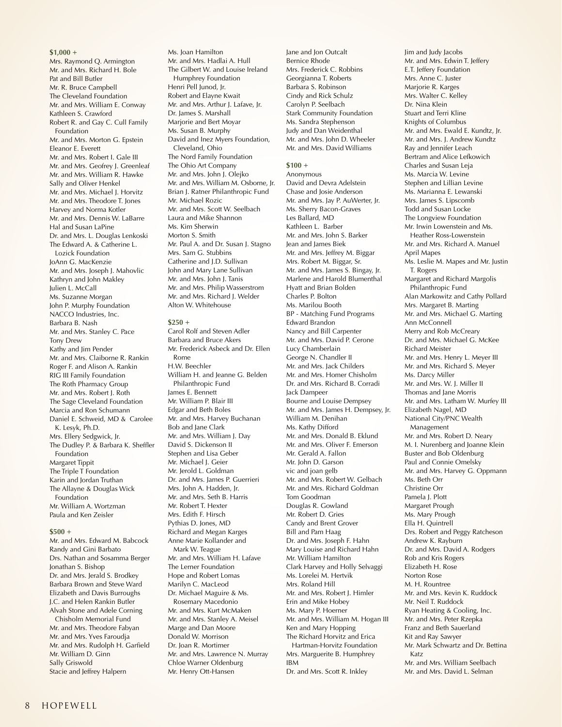**$1,000 +**

Mrs. Raymond Q. Armington
Mr. and Mrs. Richard H. Bole
Pat and Bill Butler
Mr. R. Bruce Campbell
The Cleveland Foundation
Mr. and Mrs. William E. Conway
Kathleen S. Crawford
Robert R. and Gay C. Cull Family Foundation
Mr. and Mrs. Morton G. Epstein
Eleanor E. Everett
Mr. and Mrs. Robert I. Gale III
Mr. and Mrs. Geofrey J. Greenleaf
Mr. and Mrs. William R. Hawke
Sally and Oliver Henkel
Mr. and Mrs. Michael J. Horvitz
Mr. and Mrs. Theodore T. Jones
Harvey and Norma Kotler
Mr. and Mrs. Dennis W. LaBarre
Hal and Susan LaPine
Dr. and Mrs. L. Douglas Lenkoski
The Edward A. & Catherine L. Lozick Foundation
JoAnn G. MacKenzie
Mr. and Mrs. Joseph J. Mahovlic
Kathryn and John Makley
Julien L. McCall
Ms. Suzanne Morgan
John P. Murphy Foundation
NACCO Industries, Inc.
Barbara B. Nash
Mr. and Mrs. Stanley C. Pace
Tony Drew
Kathy and Jim Pender
Mr. and Mrs. Claiborne R. Rankin
Roger F. and Alison A. Rankin
RIG III Family Foundation
The Roth Pharmacy Group
Mr. and Mrs. Robert J. Roth
The Sage Cleveland Foundation
Marcia and Ron Schumann
Daniel E. Schweid, MD & Carolee K. Lesyk, Ph.D.
Mrs. Ellery Sedgwick, Jr.
The Dudley P. & Barbara K. Sheffler Foundation
Margaret Tippit
The Triple T Foundation
Karin and Jordan Truthan
The Allayne & Douglas Wick Foundation
Mr. William A. Wortzman
Paula and Ken Zeisler

**$500 +**

Mr. and Mrs. Edward M. Babcock
Randy and Gini Barbato
Drs. Nathan and Sosamma Berger
Jonathan S. Bishop
Dr. and Mrs. Jerald S. Brodkey
Barbara Brown and Steve Ward
Elizabeth and Davis Burroughs
J.C. and Helen Rankin Butler
Alvah Stone and Adele Corning Chisholm Memorial Fund
Mr. and Mrs. Theodore Fabyan
Mr. and Mrs. Yves Faroudja
Mr. and Mrs. Rudolph H. Garfield
Mr. William D. Ginn
Sally Griswold
Stacie and Jeffrey Halpern
Ms. Joan Hamilton
Mr. and Mrs. Hadlai A. Hull
The Gilbert W. and Louise Ireland Humphrey Foundation
Henri Pell Junod, Jr.
Robert and Elayne Kwait
Mr. and Mrs. Arthur J. Lafave, Jr.
Dr. James S. Marshall
Marjorie and Bert Moyar
Ms. Susan B. Murphy
David and Inez Myers Foundation, Cleveland, Ohio
The Nord Family Foundation
The Ohio Art Company
Mr. and Mrs. John J. Olejko
Mr. and Mrs. William M. Osborne, Jr.
Brian J. Ratner Philanthropic Fund
Mr. Michael Rozic
Mr. and Mrs. Scott W. Seelbach
Laura and Mike Shannon
Ms. Kim Sherwin
Morton S. Smith
Mr. Paul A. and Dr. Susan J. Stagno
Mrs. Sam G. Stubbins
Catherine and J.D. Sullivan
John and Mary Lane Sullivan
Mr. and Mrs. John J. Tanis
Mr. and Mrs. Philip Wasserstrom
Mr. and Mrs. Richard J. Welder
Alton W. Whitehouse

**$250 +**

Carol Rolf and Steven Adler
Barbara and Bruce Akers
Mr. Frederick Asbeck and Dr. Ellen Rome
H.W. Beechler
William H. and Jeanne G. Belden Philanthropic Fund
James E. Bennett
Mr. William P. Blair III
Edgar and Beth Boles
Mr. and Mrs. Harvey Buchanan
Bob and Jane Clark
Mr. and Mrs. William J. Day
David S. Dickenson II
Stephen and Lisa Geber
Mr. Michael J. Geier
Mr. Jerold L. Goldman
Dr. and Mrs. James P. Guerrieri
Mrs. John A. Hadden, Jr.
Mr. and Mrs. Seth B. Harris
Mr. Robert T. Hexter
Mrs. Edith F. Hirsch
Pythias D. Jones, MD
Richard and Megan Karges
Anne Marie Kollander and Mark W. Teague
Mr. and Mrs. William H. Lafave
The Lerner Foundation
Hope and Robert Lomas
Marilyn C. MacLeod
Dr. Michael Maguire & Ms. Rosemary Macedonio
Mr. and Mrs. Kurt McMaken
Mr. and Mrs. Stanley A. Meisel
Marge and Dan Moore
Donald W. Morrison
Dr. Joan R. Mortimer
Mr. and Mrs. Lawrence N. Murray
Chloe Warner Oldenburg
Mr. Henry Ott-Hansen
Jane and Jon Outcalt
Bernice Rhode
Mrs. Frederick C. Robbins
Georgianna T. Roberts
Barbara S. Robinson
Cindy and Rick Schulz
Carolyn P. Seelbach
Stark Community Foundation
Ms. Sandra Stephenson
Judy and Dan Weidenthal
Mr. and Mrs. John D. Wheeler
Mr. and Mrs. David Williams

**$100 +**

Anonymous
David and Devra Adelstein
Chase and Josie Anderson
Mr. and Mrs. Jay P. AuWerter, Jr.
Ms. Sherry Bacon-Graves
Les Ballard, MD
Kathleen L. Barber
Mr. and Mrs. John S. Barker
Jean and James Biek
Mr. and Mrs. Jeffrey M. Biggar
Mrs. Robert M. Biggar, Sr.
Mr. and Mrs. James S. Bingay, Jr.
Marlene and Harold Blumenthal
Hyatt and Brian Bolden
Charles P. Bolton
Ms. Marilou Booth
BP - Matching Fund Programs
Edward Brandon
Nancy and Bill Carpenter
Mr. and Mrs. David P. Cerone
Lucy Chamberlain
George N. Chandler II
Mr. and Mrs. Jack Childers
Mr. and Mrs. Homer Chisholm
Dr. and Mrs. Richard B. Corradi
Jack Dampeer
Bourne and Louise Dempsey
Mr. and Mrs. James H. Dempsey, Jr.
William M. Denihan
Ms. Kathy Difford
Mr. and Mrs. Donald B. Eklund
Mr. and Mrs. Oliver F. Emerson
Mr. Gerald A. Fallon
Mr. John D. Garson
vic and joan gelb
Mr. and Mrs. Robert W. Gelbach
Mr. and Mrs. Richard Goldman
Tom Goodman
Douglas R. Gowland
Mr. Robert D. Gries
Candy and Brent Grover
Bill and Pam Haag
Dr. and Mrs. Joseph F. Hahn
Mary Louise and Richard Hahn
Mr. William Hamilton
Clark Harvey and Holly Selvaggi
Ms. Lorelei M. Hertvik
Mrs. Roland Hill
Mr. and Mrs. Robert J. Himler
Erin and Mike Hobey
Ms. Mary P. Hoerner
Mr. and Mrs. William M. Hogan III
Ken and Mary Hopping
The Richard Horvitz and Erica Hartman-Horvitz Foundation
Mrs. Marguerite B. Humphrey
IBM
Dr. and Mrs. Scott R. Inkley
Jim and Judy Jacobs
Mr. and Mrs. Edwin T. Jeffery
E.T. Jeffery Foundation
Mrs. Anne C. Juster
Marjorie R. Karges
Mrs. Walter C. Kelley
Dr. Nina Klein
Stuart and Terri Kline
Knights of Columbus
Mr. and Mrs. Ewald E. Kundtz, Jr.
Mr. and Mrs. J. Andrew Kundtz
Ray and Jennifer Leach
Bertram and Alice Lefkowich
Charles and Susan Leja
Ms. Marcia W. Levine
Stephen and Lillian Levine
Ms. Marianna E. Lewanski
Mrs. James S. Lipscomb
Todd and Susan Locke
The Longview Foundation
Mr. Irwin Lowenstein and Ms. Heather Ross-Lowenstein
Mr. and Mrs. Richard A. Manuel
April Mapes
Ms. Leslie M. Mapes and Mr. Justin T. Rogers
Margaret and Richard Margolis Philanthropic Fund
Alan Markowitz and Cathy Pollard
Mrs. Margaret B. Marting
Mr. and Mrs. Michael G. Marting
Ann McConnell
Merry and Rob McCreary
Dr. and Mrs. Michael G. McKee
Richard Meister
Mr. and Mrs. Henry L. Meyer III
Mr. and Mrs. Richard S. Meyer
Ms. Darcy Miller
Mr. and Mrs. W. J. Miller II
Thomas and Jane Morris
Mr. and Mrs. Latham W. Murfey III
Elizabeth Nagel, MD
National City/PNC Wealth Management
Mr. and Mrs. Robert D. Neary
M. I. Nurenberg and Joanne Klein
Buster and Bob Oldenburg
Paul and Connie Omelsky
Mr. and Mrs. Harvey G. Oppmann
Ms. Beth Orr
Christine Orr
Pamela J. Plott
Margaret Prough
Ms. Mary Prough
Ella H. Quintrell
Drs. Robert and Peggy Ratcheson
Andrew K. Rayburn
Dr. and Mrs. David A. Rodgers
Rob and Kris Rogers
Elizabeth H. Rose
Norton Rose
M. H. Rountree
Mr. and Mrs. Kevin K. Ruddock
Mr. Neil T. Ruddock
Ryan Heating & Cooling, Inc.
Mr. and Mrs. Peter Rzepka
Franz and Beth Sauerland
Kit and Ray Sawyer
Mr. Mark Schwartz and Dr. Bettina Katz
Mr. and Mrs. William Seelbach
Mr. and Mrs. David L. Selman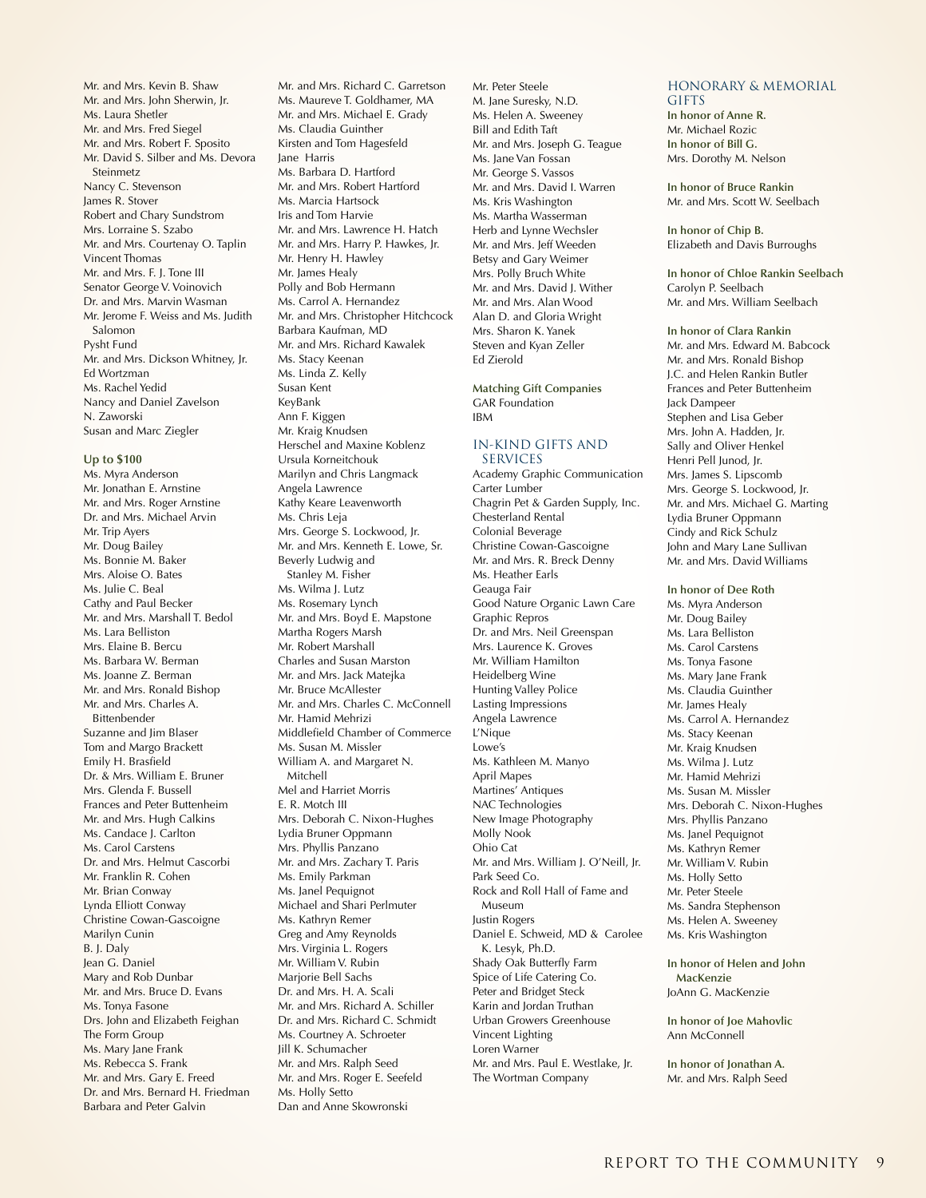Mr. and Mrs. Kevin B. Shaw
Mr. and Mrs. John Sherwin, Jr.
Ms. Laura Shetler
Mr. and Mrs. Fred Siegel
Mr. and Mrs. Robert F. Sposito
Mr. David S. Silber and Ms. Devora Steinmetz
Nancy C. Stevenson
James R. Stover
Robert and Chary Sundstrom
Mrs. Lorraine S. Szabo
Mr. and Mrs. Courtenay O. Taplin
Vincent Thomas
Mr. and Mrs. F. J. Tone III
Senator George V. Voinovich
Dr. and Mrs. Marvin Wasman
Mr. Jerome F. Weiss and Ms. Judith Salomon
Pysht Fund
Mr. and Mrs. Dickson Whitney, Jr.
Ed Wortzman
Ms. Rachel Yedid
Nancy and Daniel Zavelson
N. Zaworski
Susan and Marc Ziegler

**Up to $100**

Ms. Myra Anderson
Mr. Jonathan E. Arnstine
Mr. and Mrs. Roger Arnstine
Dr. and Mrs. Michael Arvin
Mr. Trip Ayers
Mr. Doug Bailey
Ms. Bonnie M. Baker
Mrs. Aloise O. Bates
Ms. Julie C. Beal
Cathy and Paul Becker
Mr. and Mrs. Marshall T. Bedol
Ms. Lara Belliston
Mrs. Elaine B. Bercu
Ms. Barbara W. Berman
Ms. Joanne Z. Berman
Mr. and Mrs. Ronald Bishop
Mr. and Mrs. Charles A. Bittenbender
Suzanne and Jim Blaser
Tom and Margo Brackett
Emily H. Brasfield
Dr. & Mrs. William E. Bruner
Mrs. Glenda F. Bussell
Frances and Peter Buttenheim
Mr. and Mrs. Hugh Calkins
Ms. Candace J. Carlton
Ms. Carol Carstens
Dr. and Mrs. Helmut Cascorbi
Mr. Franklin R. Cohen
Mr. Brian Conway
Lynda Elliott Conway
Christine Cowan-Gascoigne
Marilyn Cunin
B. J. Daly
Jean G. Daniel
Mary and Rob Dunbar
Mr. and Mrs. Bruce D. Evans
Ms. Tonya Fasone
Drs. John and Elizabeth Feighan
The Form Group
Ms. Mary Jane Frank
Ms. Rebecca S. Frank
Mr. and Mrs. Gary E. Freed
Dr. and Mrs. Bernard H. Friedman
Barbara and Peter Galvin
Mr. and Mrs. Richard C. Garretson
Ms. Maureve T. Goldhamer, MA
Mr. and Mrs. Michael E. Grady
Ms. Claudia Guinther
Kirsten and Tom Hagesfeld
Jane Harris
Ms. Barbara D. Hartford
Mr. and Mrs. Robert Hartford
Ms. Marcia Hartsock
Iris and Tom Harvie
Mr. and Mrs. Lawrence H. Hatch
Mr. and Mrs. Harry P. Hawkes, Jr.
Mr. Henry H. Hawley
Mr. James Healy
Polly and Bob Hermann
Ms. Carrol A. Hernandez
Mr. and Mrs. Christopher Hitchcock
Barbara Kaufman, MD
Mr. and Mrs. Richard Kawalek
Ms. Stacy Keenan
Ms. Linda Z. Kelly
Susan Kent
KeyBank
Ann F. Kiggen
Mr. Kraig Knudsen
Herschel and Maxine Koblenz
Ursula Korneitchouk
Marilyn and Chris Langmack
Angela Lawrence
Kathy Keare Leavenworth
Ms. Chris Leja
Mrs. George S. Lockwood, Jr.
Mr. and Mrs. Kenneth E. Lowe, Sr.
Beverly Ludwig and Stanley M. Fisher
Ms. Wilma J. Lutz
Ms. Rosemary Lynch
Mr. and Mrs. Boyd E. Mapstone
Martha Rogers Marsh
Mr. Robert Marshall
Charles and Susan Marston
Mr. and Mrs. Jack Matejka
Mr. Bruce McAllester
Mr. and Mrs. Charles C. McConnell
Mr. Hamid Mehrizi
Middlefield Chamber of Commerce
Ms. Susan M. Missler
William A. and Margaret N. Mitchell
Mel and Harriet Morris
E. R. Motch III
Mrs. Deborah C. Nixon-Hughes
Lydia Bruner Oppmann
Mrs. Phyllis Panzano
Mr. and Mrs. Zachary T. Paris
Ms. Emily Parkman
Ms. Janel Pequignot
Michael and Shari Perlmuter
Ms. Kathryn Remer
Greg and Amy Reynolds
Mrs. Virginia L. Rogers
Mr. William V. Rubin
Marjorie Bell Sachs
Dr. and Mrs. H. A. Scali
Mr. and Mrs. Richard A. Schiller
Dr. and Mrs. Richard C. Schmidt
Ms. Courtney A. Schroeter
Jill K. Schumacher
Mr. and Mrs. Ralph Seed
Mr. and Mrs. Roger E. Seefeld
Ms. Holly Setto
Dan and Anne Skowronski
Mr. Peter Steele
M. Jane Suresky, N.D.
Ms. Helen A. Sweeney
Bill and Edith Taft
Mr. and Mrs. Joseph G. Teague
Ms. Jane Van Fossan
Mr. George S. Vassos
Mr. and Mrs. David I. Warren
Ms. Kris Washington
Ms. Martha Wasserman
Herb and Lynne Wechsler
Mr. and Mrs. Jeff Weeden
Betsy and Gary Weimer
Mrs. Polly Bruch White
Mr. and Mrs. David J. Wither
Mr. and Mrs. Alan Wood
Alan D. and Gloria Wright
Mrs. Sharon K. Yanek
Steven and Kyan Zeller
Ed Zierold

**Matching Gift Companies**

GAR Foundation
IBM

## IN-KIND GIFTS AND SERVICES

Academy Graphic Communication
Carter Lumber
Chagrin Pet & Garden Supply, Inc.
Chesterland Rental
Colonial Beverage
Christine Cowan-Gascoigne
Mr. and Mrs. R. Breck Denny
Ms. Heather Earls
Geauga Fair
Good Nature Organic Lawn Care
Graphic Repros
Dr. and Mrs. Neil Greenspan
Mrs. Laurence K. Groves
Mr. William Hamilton
Heidelberg Wine
Hunting Valley Police
Lasting Impressions
Angela Lawrence
L'Nique
Lowe's
Ms. Kathleen M. Manyo
April Mapes
Martines' Antiques
NAC Technologies
New Image Photography
Molly Nook
Ohio Cat
Mr. and Mrs. William J. O'Neill, Jr.
Park Seed Co.
Rock and Roll Hall of Fame and Museum
Justin Rogers
Daniel E. Schweid, MD & Carolee K. Lesyk, Ph.D.
Shady Oak Butterfly Farm
Spice of Life Catering Co.
Peter and Bridget Steck
Karin and Jordan Truthan
Urban Growers Greenhouse
Vincent Lighting
Loren Warner
Mr. and Mrs. Paul E. Westlake, Jr.
The Wortman Company

## HONORARY & MEMORIAL GIFTS

**In honor of Anne R.**
Mr. Michael Rozic

**In honor of Bill G.**
Mrs. Dorothy M. Nelson

**In honor of Bruce Rankin**
Mr. and Mrs. Scott W. Seelbach

**In honor of Chip B.**
Elizabeth and Davis Burroughs

**In honor of Chloe Rankin Seelbach**
Carolyn P. Seelbach
Mr. and Mrs. William Seelbach

**In honor of Clara Rankin**
Mr. and Mrs. Edward M. Babcock
Mr. and Mrs. Ronald Bishop
J.C. and Helen Rankin Butler
Frances and Peter Buttenheim
Jack Dampeer
Stephen and Lisa Geber
Mrs. John A. Hadden, Jr.
Sally and Oliver Henkel
Henri Pell Junod, Jr.
Mrs. James S. Lipscomb
Mrs. George S. Lockwood, Jr.
Mr. and Mrs. Michael G. Marting
Lydia Bruner Oppmann
Cindy and Rick Schulz
John and Mary Lane Sullivan
Mr. and Mrs. David Williams

**In honor of Dee Roth**
Ms. Myra Anderson
Mr. Doug Bailey
Ms. Lara Belliston
Ms. Carol Carstens
Ms. Tonya Fasone
Ms. Mary Jane Frank
Ms. Claudia Guinther
Mr. James Healy
Ms. Carrol A. Hernandez
Ms. Stacy Keenan
Mr. Kraig Knudsen
Ms. Wilma J. Lutz
Mr. Hamid Mehrizi
Ms. Susan M. Missler
Mrs. Deborah C. Nixon-Hughes
Mrs. Phyllis Panzano
Ms. Janel Pequignot
Ms. Kathryn Remer
Mr. William V. Rubin
Ms. Holly Setto
Mr. Peter Steele
Ms. Sandra Stephenson
Ms. Helen A. Sweeney
Ms. Kris Washington

**In honor of Helen and John MacKenzie**
JoAnn G. MacKenzie

**In honor of Joe Mahovlic**
Ann McConnell

**In honor of Jonathan A.**
Mr. and Mrs. Ralph Seed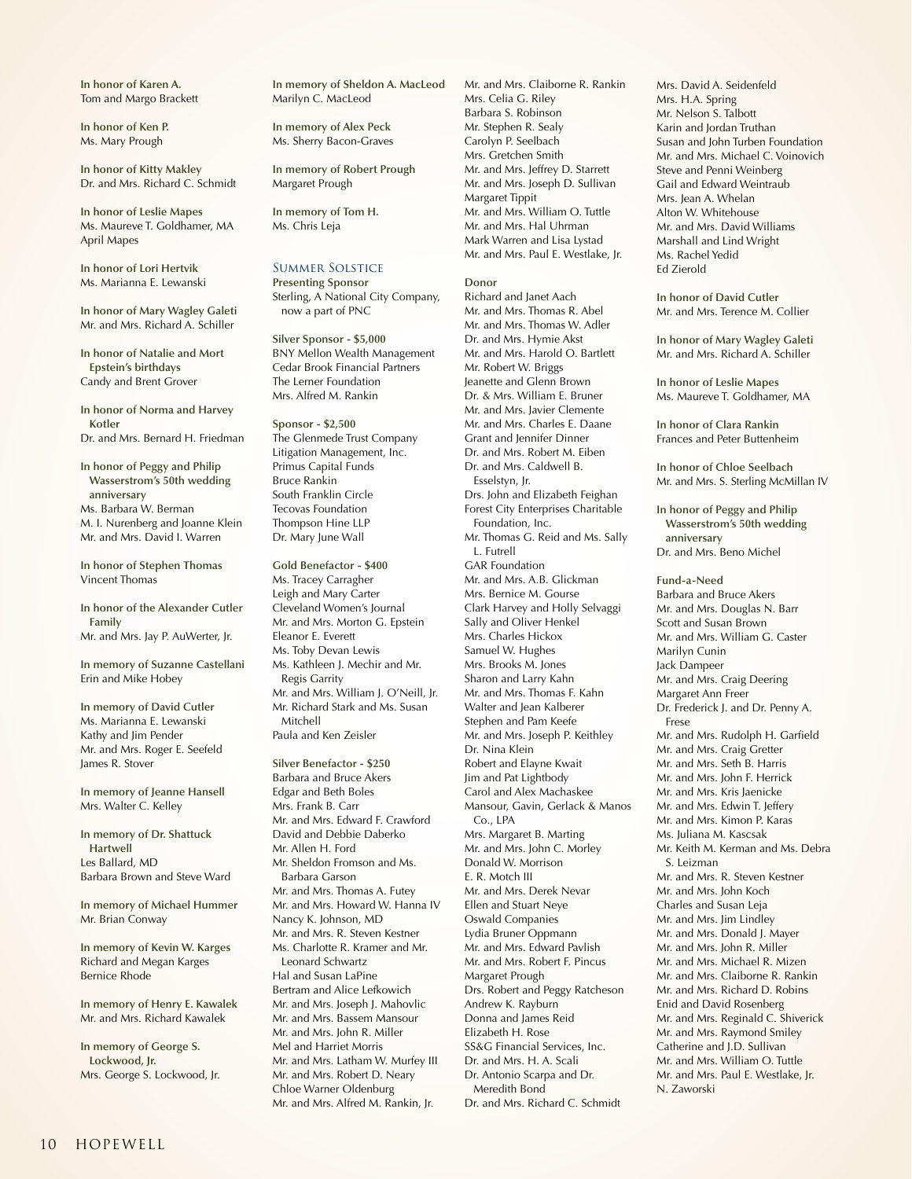**In honor of Karen A.**
Tom and Margo Brackett

**In honor of Ken P.**
Ms. Mary Prough

**In honor of Kitty Makley**
Dr. and Mrs. Richard C. Schmidt

**In honor of Leslie Mapes**
Ms. Maureve T. Goldhamer, MA
April Mapes

**In honor of Lori Hertvik**
Ms. Marianna E. Lewanski

**In honor of Mary Wagley Galeti**
Mr. and Mrs. Richard A. Schiller

**In honor of Natalie and Mort Epstein's birthdays**
Candy and Brent Grover

**In honor of Norma and Harvey Kotler**
Dr. and Mrs. Bernard H. Friedman

**In honor of Peggy and Philip Wasserstrom's 50th wedding anniversary**
Ms. Barbara W. Berman
M. I. Nurenberg and Joanne Klein
Mr. and Mrs. David I. Warren

**In honor of Stephen Thomas**
Vincent Thomas

**In honor of the Alexander Cutler Family**
Mr. and Mrs. Jay P. AuWerter, Jr.

**In memory of Suzanne Castellani**
Erin and Mike Hobey

**In memory of David Cutler**
Ms. Marianna E. Lewanski
Kathy and Jim Pender
Mr. and Mrs. Roger E. Seefeld
James R. Stover

**In memory of Jeanne Hansell**
Mrs. Walter C. Kelley

**In memory of Dr. Shattuck Hartwell**
Les Ballard, MD
Barbara Brown and Steve Ward

**In memory of Michael Hummer**
Mr. Brian Conway

**In memory of Kevin W. Karges**
Richard and Megan Karges
Bernice Rhode

**In memory of Henry E. Kawalek**
Mr. and Mrs. Richard Kawalek

**In memory of George S. Lockwood, Jr.**
Mrs. George S. Lockwood, Jr.

**In memory of Sheldon A. MacLeod**
Marilyn C. MacLeod

**In memory of Alex Peck**
Ms. Sherry Bacon-Graves

**In memory of Robert Prough**
Margaret Prough

**In memory of Tom H.**
Ms. Chris Leja

## Summer Solstice

**Presenting Sponsor**
Sterling, A National City Company, now a part of PNC

**Silver Sponsor - $5,000**
BNY Mellon Wealth Management
Cedar Brook Financial Partners
The Lerner Foundation
Mrs. Alfred M. Rankin

**Sponsor - $2,500**
The Glenmede Trust Company
Litigation Management, Inc.
Primus Capital Funds
Bruce Rankin
South Franklin Circle
Tecovas Foundation
Thompson Hine LLP
Dr. Mary June Wall

**Gold Benefactor - $400**
Ms. Tracey Carragher
Leigh and Mary Carter
Cleveland Women's Journal
Mr. and Mrs. Morton G. Epstein
Eleanor E. Everett
Ms. Toby Devan Lewis
Ms. Kathleen J. Mechir and Mr. Regis Garrity
Mr. and Mrs. William J. O'Neill, Jr.
Mr. Richard Stark and Ms. Susan Mitchell
Paula and Ken Zeisler

**Silver Benefactor - $250**
Barbara and Bruce Akers
Edgar and Beth Boles
Mrs. Frank B. Carr
Mr. and Mrs. Edward F. Crawford
David and Debbie Daberko
Mr. Allen H. Ford
Mr. Sheldon Fromson and Ms. Barbara Garson
Mr. and Mrs. Thomas A. Futey
Mr. and Mrs. Howard W. Hanna IV
Nancy K. Johnson, MD
Mr. and Mrs. R. Steven Kestner
Ms. Charlotte R. Kramer and Mr. Leonard Schwartz
Hal and Susan LaPine
Bertram and Alice Lefkowich
Mr. and Mrs. Joseph J. Mahovlic
Mr. and Mrs. Bassem Mansour
Mr. and Mrs. John R. Miller
Mel and Harriet Morris
Mr. and Mrs. Latham W. Murfey III
Mr. and Mrs. Robert D. Neary
Chloe Warner Oldenburg
Mr. and Mrs. Alfred M. Rankin, Jr.
Mr. and Mrs. Claiborne R. Rankin
Mrs. Celia G. Riley
Barbara S. Robinson
Mr. Stephen R. Sealy
Carolyn P. Seelbach
Mrs. Gretchen Smith
Mr. and Mrs. Jeffrey D. Starrett
Mr. and Mrs. Joseph D. Sullivan
Margaret Tippit
Mr. and Mrs. William O. Tuttle
Mr. and Mrs. Hal Uhrman
Mark Warren and Lisa Lystad
Mr. and Mrs. Paul E. Westlake, Jr.

**Donor**
Richard and Janet Aach
Mr. and Mrs. Thomas R. Abel
Mr. and Mrs. Thomas W. Adler
Dr. and Mrs. Hymie Akst
Mr. and Mrs. Harold O. Bartlett
Mr. Robert W. Briggs
Jeanette and Glenn Brown
Dr. & Mrs. William E. Bruner
Mr. and Mrs. Javier Clemente
Mr. and Mrs. Charles E. Daane
Grant and Jennifer Dinner
Dr. and Mrs. Robert M. Eiben
Dr. and Mrs. Caldwell B. Esselstyn, Jr.
Drs. John and Elizabeth Feighan
Forest City Enterprises Charitable Foundation, Inc.
Mr. Thomas G. Reid and Ms. Sally L. Futrell
GAR Foundation
Mr. and Mrs. A.B. Glickman
Mrs. Bernice M. Gourse
Clark Harvey and Holly Selvaggi
Sally and Oliver Henkel
Mrs. Charles Hickox
Samuel W. Hughes
Mrs. Brooks M. Jones
Sharon and Larry Kahn
Mr. and Mrs. Thomas F. Kahn
Walter and Jean Kalberer
Stephen and Pam Keefe
Mr. and Mrs. Joseph P. Keithley
Dr. Nina Klein
Robert and Elayne Kwait
Jim and Pat Lightbody
Carol and Alex Machaskee
Mansour, Gavin, Gerlack & Manos Co., LPA
Mrs. Margaret B. Marting
Mr. and Mrs. John C. Morley
Donald W. Morrison
E. R. Motch III
Mr. and Mrs. Derek Nevar
Ellen and Stuart Neye
Oswald Companies
Lydia Bruner Oppmann
Mr. and Mrs. Edward Pavlish
Mr. and Mrs. Robert F. Pincus
Margaret Prough
Drs. Robert and Peggy Ratcheson
Andrew K. Rayburn
Donna and James Reid
Elizabeth H. Rose
SS&G Financial Services, Inc.
Dr. and Mrs. H. A. Scali
Dr. Antonio Scarpa and Dr. Meredith Bond
Dr. and Mrs. Richard C. Schmidt
Mrs. David A. Seidenfeld
Mrs. H.A. Spring
Mr. Nelson S. Talbott
Karin and Jordan Truthan
Susan and John Turben Foundation
Mr. and Mrs. Michael C. Voinovich
Steve and Penni Weinberg
Gail and Edward Weintraub
Mrs. Jean A. Whelan
Alton W. Whitehouse
Mr. and Mrs. David Williams
Marshall and Lind Wright
Ms. Rachel Yedid
Ed Zierold

**In honor of David Cutler**
Mr. and Mrs. Terence M. Collier

**In honor of Mary Wagley Galeti**
Mr. and Mrs. Richard A. Schiller

**In honor of Leslie Mapes**
Ms. Maureve T. Goldhamer, MA

**In honor of Clara Rankin**
Frances and Peter Buttenheim

**In honor of Chloe Seelbach**
Mr. and Mrs. S. Sterling McMillan IV

**In honor of Peggy and Philip Wasserstrom's 50th wedding anniversary**
Dr. and Mrs. Beno Michel

**Fund-a-Need**
Barbara and Bruce Akers
Mr. and Mrs. Douglas N. Barr
Scott and Susan Brown
Mr. and Mrs. William G. Caster
Marilyn Cunin
Jack Dampeer
Mr. and Mrs. Craig Deering
Margaret Ann Freer
Dr. Frederick J. and Dr. Penny A. Frese
Mr. and Mrs. Rudolph H. Garfield
Mr. and Mrs. Craig Gretter
Mr. and Mrs. Seth B. Harris
Mr. and Mrs. John F. Herrick
Mr. and Mrs. Kris Jaenicke
Mr. and Mrs. Edwin T. Jeffery
Mr. and Mrs. Kimon P. Karas
Ms. Juliana M. Kascsak
Mr. Keith M. Kerman and Ms. Debra S. Leizman
Mr. and Mrs. R. Steven Kestner
Mr. and Mrs. John Koch
Charles and Susan Leja
Mr. and Mrs. Jim Lindley
Mr. and Mrs. Donald J. Mayer
Mr. and Mrs. John R. Miller
Mr. and Mrs. Michael R. Mizen
Mr. and Mrs. Claiborne R. Rankin
Mr. and Mrs. Richard D. Robins
Enid and David Rosenberg
Mr. and Mrs. Reginald C. Shiverick
Mr. and Mrs. Raymond Smiley
Catherine and J.D. Sullivan
Mr. and Mrs. William O. Tuttle
Mr. and Mrs. Paul E. Westlake, Jr.
N. Zaworski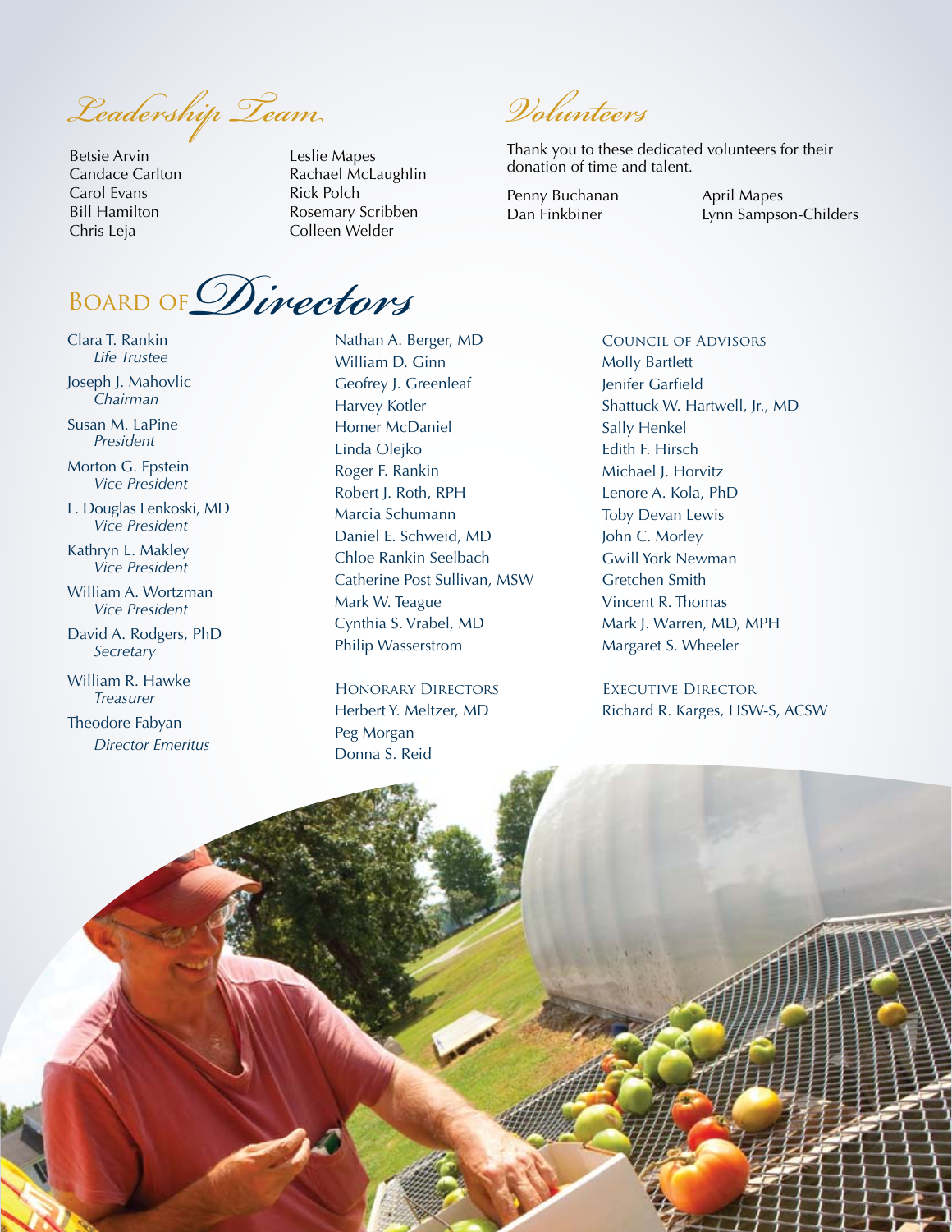## Leadership Team

Betsie Arvin
Candace Carlton
Carol Evans
Bill Hamilton
Chris Leja
Leslie Mapes
Rachael McLaughlin
Rick Polch
Rosemary Scribben
Colleen Welder

## Volunteers

Thank you to these dedicated volunteers for their donation of time and talent.

Penny Buchanan
Dan Finkbiner
April Mapes
Lynn Sampson-Childers

## Board of Directors

Clara T. Rankin
*Life Trustee*

Joseph J. Mahovlic
*Chairman*

Susan M. LaPine
*President*

Morton G. Epstein
*Vice President*

L. Douglas Lenkoski, MD
*Vice President*

Kathryn L. Makley
*Vice President*

William A. Wortzman
*Vice President*

David A. Rodgers, PhD
*Secretary*

William R. Hawke
*Treasurer*

Theodore Fabyan
*Director Emeritus*

Nathan A. Berger, MD
William D. Ginn
Geofrey J. Greenleaf
Harvey Kotler
Homer McDaniel
Linda Olejko
Roger F. Rankin
Robert J. Roth, RPH
Marcia Schumann
Daniel E. Schweid, MD
Chloe Rankin Seelbach
Catherine Post Sullivan, MSW
Mark W. Teague
Cynthia S. Vrabel, MD
Philip Wasserstrom

### Honorary Directors

Herbert Y. Meltzer, MD
Peg Morgan
Donna S. Reid

### Council of Advisors

Molly Bartlett
Jenifer Garfield
Shattuck W. Hartwell, Jr., MD
Sally Henkel
Edith F. Hirsch
Michael J. Horvitz
Lenore A. Kola, PhD
Toby Devan Lewis
John C. Morley
Gwill York Newman
Gretchen Smith
Vincent R. Thomas
Mark J. Warren, MD, MPH
Margaret S. Wheeler

### Executive Director

Richard R. Karges, LISW-S, ACSW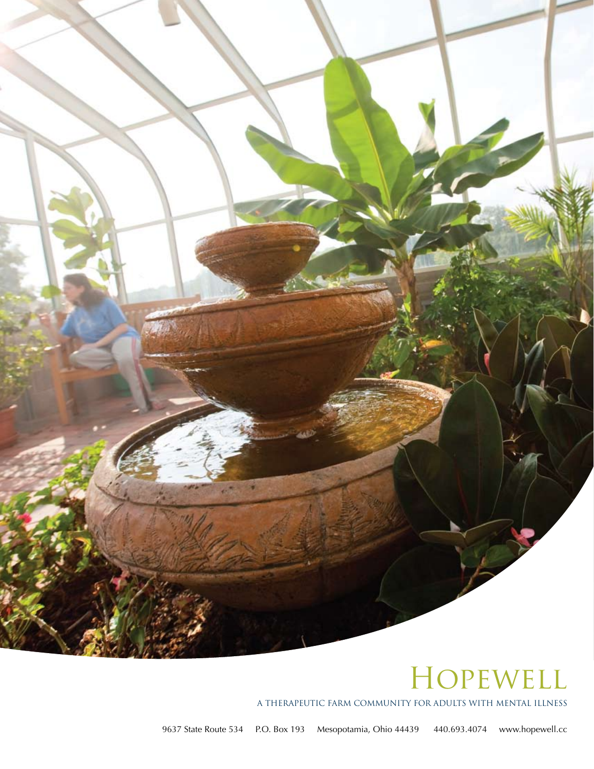# Hopewell

A THERAPEUTIC FARM COMMUNITY FOR ADULTS WITH MENTAL ILLNESS

9637 State Route 534 P.O. Box 193 Mesopotamia, Ohio 44439 440.693.4074 www.hopewell.cc